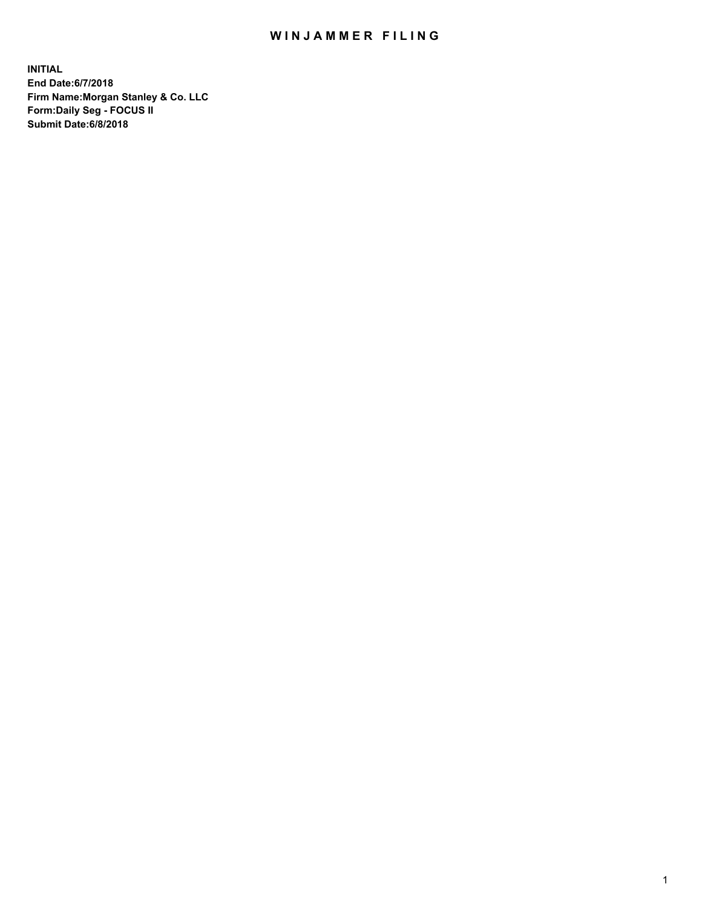# WINJAMMER FILING

**INITIAL**
**End Date:6/7/2018**
**Firm Name:Morgan Stanley & Co. LLC**
**Form:Daily Seg - FOCUS II**
**Submit Date:6/8/2018**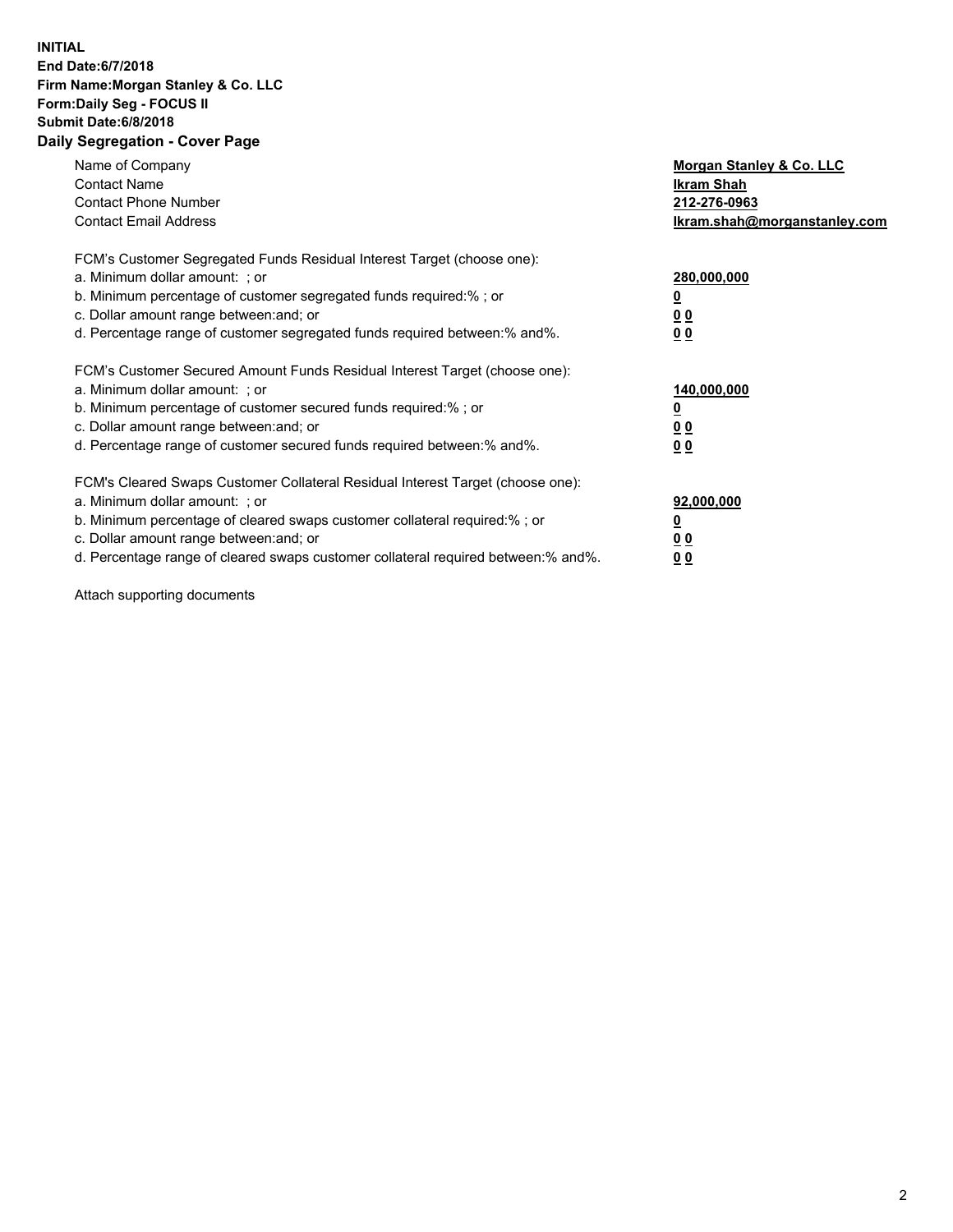**INITIAL**
**End Date:6/7/2018**
**Firm Name:Morgan Stanley & Co. LLC**
**Form:Daily Seg - FOCUS II**
**Submit Date:6/8/2018**

## Daily Segregation - Cover Page

| | |
|---|---|
| Name of Company | **Morgan Stanley & Co. LLC** |
| Contact Name | **Ikram Shah** |
| Contact Phone Number | **212-276-0963** |
| Contact Email Address | **Ikram.shah@morganstanley.com** |

FCM's Customer Segregated Funds Residual Interest Target (choose one):

| | |
|---|---|
| a. Minimum dollar amount: ; or | **280,000,000** |
| b. Minimum percentage of customer segregated funds required:% ; or | **0** |
| c. Dollar amount range between:and; or | **0 0** |
| d. Percentage range of customer segregated funds required between:% and%. | **0 0** |

FCM's Customer Secured Amount Funds Residual Interest Target (choose one):

| | |
|---|---|
| a. Minimum dollar amount: ; or | **140,000,000** |
| b. Minimum percentage of customer secured funds required:% ; or | **0** |
| c. Dollar amount range between:and; or | **0 0** |
| d. Percentage range of customer secured funds required between:% and%. | **0 0** |

FCM's Cleared Swaps Customer Collateral Residual Interest Target (choose one):

| | |
|---|---|
| a. Minimum dollar amount: ; or | **92,000,000** |
| b. Minimum percentage of cleared swaps customer collateral required:% ; or | **0** |
| c. Dollar amount range between:and; or | **0 0** |
| d. Percentage range of cleared swaps customer collateral required between:% and%. | **0 0** |

Attach supporting documents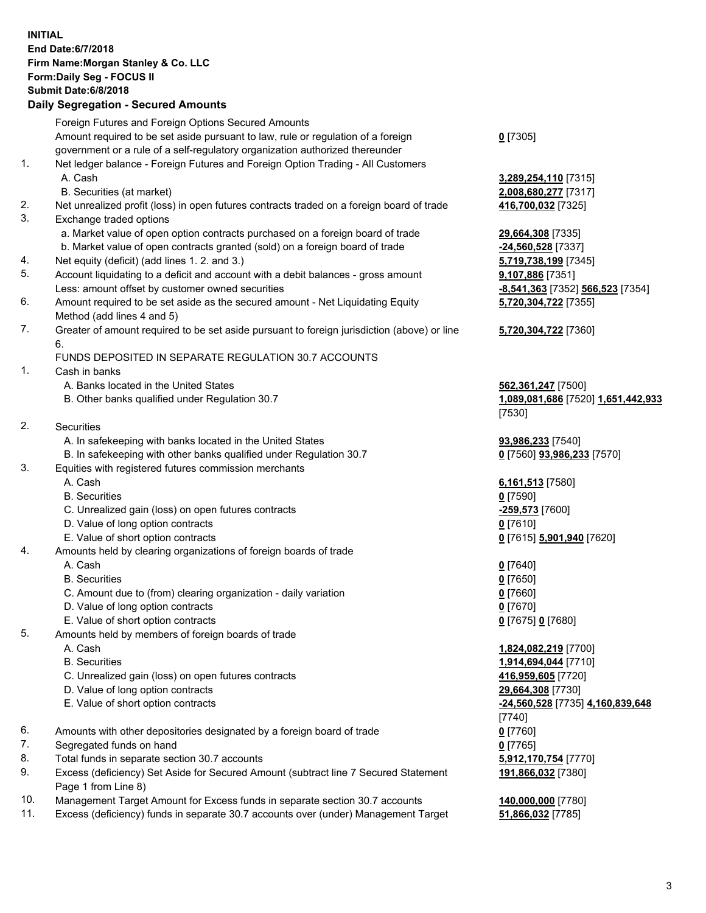**INITIAL**
**End Date:6/7/2018**
**Firm Name:Morgan Stanley & Co. LLC**
**Form:Daily Seg - FOCUS II**
**Submit Date:6/8/2018**
**Daily Segregation - Secured Amounts**

| | | |
|---|---|---|
| | Foreign Futures and Foreign Options Secured Amounts | |
| | Amount required to be set aside pursuant to law, rule or regulation of a foreign government or a rule of a self-regulatory organization authorized thereunder | **0** [7305] |
| 1. | Net ledger balance - Foreign Futures and Foreign Option Trading - All Customers | |
| | A. Cash | **3,289,254,110** [7315] |
| | B. Securities (at market) | **2,008,680,277** [7317] |
| 2. | Net unrealized profit (loss) in open futures contracts traded on a foreign board of trade | **416,700,032** [7325] |
| 3. | Exchange traded options | |
| | a. Market value of open option contracts purchased on a foreign board of trade | **29,664,308** [7335] |
| | b. Market value of open contracts granted (sold) on a foreign board of trade | **-24,560,528** [7337] |
| 4. | Net equity (deficit) (add lines 1. 2. and 3.) | **5,719,738,199** [7345] |
| 5. | Account liquidating to a deficit and account with a debit balances - gross amount | **9,107,886** [7351] |
| | Less: amount offset by customer owned securities | **-8,541,363** [7352] **566,523** [7354] |
| 6. | Amount required to be set aside as the secured amount - Net Liquidating Equity Method (add lines 4 and 5) | **5,720,304,722** [7355] |
| 7. | Greater of amount required to be set aside pursuant to foreign jurisdiction (above) or line 6. | **5,720,304,722** [7360] |
| | FUNDS DEPOSITED IN SEPARATE REGULATION 30.7 ACCOUNTS | |
| 1. | Cash in banks | |
| | A. Banks located in the United States | **562,361,247** [7500] |
| | B. Other banks qualified under Regulation 30.7 | **1,089,081,686** [7520] **1,651,442,933** [7530] |
| 2. | Securities | |
| | A. In safekeeping with banks located in the United States | **93,986,233** [7540] |
| | B. In safekeeping with other banks qualified under Regulation 30.7 | **0** [7560] **93,986,233** [7570] |
| 3. | Equities with registered futures commission merchants | |
| | A. Cash | **6,161,513** [7580] |
| | B. Securities | **0** [7590] |
| | C. Unrealized gain (loss) on open futures contracts | **-259,573** [7600] |
| | D. Value of long option contracts | **0** [7610] |
| | E. Value of short option contracts | **0** [7615] **5,901,940** [7620] |
| 4. | Amounts held by clearing organizations of foreign boards of trade | |
| | A. Cash | **0** [7640] |
| | B. Securities | **0** [7650] |
| | C. Amount due to (from) clearing organization - daily variation | **0** [7660] |
| | D. Value of long option contracts | **0** [7670] |
| | E. Value of short option contracts | **0** [7675] **0** [7680] |
| 5. | Amounts held by members of foreign boards of trade | |
| | A. Cash | **1,824,082,219** [7700] |
| | B. Securities | **1,914,694,044** [7710] |
| | C. Unrealized gain (loss) on open futures contracts | **416,959,605** [7720] |
| | D. Value of long option contracts | **29,664,308** [7730] |
| | E. Value of short option contracts | **-24,560,528** [7735] **4,160,839,648** [7740] |
| 6. | Amounts with other depositories designated by a foreign board of trade | **0** [7760] |
| 7. | Segregated funds on hand | **0** [7765] |
| 8. | Total funds in separate section 30.7 accounts | **5,912,170,754** [7770] |
| 9. | Excess (deficiency) Set Aside for Secured Amount (subtract line 7 Secured Statement Page 1 from Line 8) | **191,866,032** [7380] |
| 10. | Management Target Amount for Excess funds in separate section 30.7 accounts | **140,000,000** [7780] |
| 11. | Excess (deficiency) funds in separate 30.7 accounts over (under) Management Target | **51,866,032** [7785] |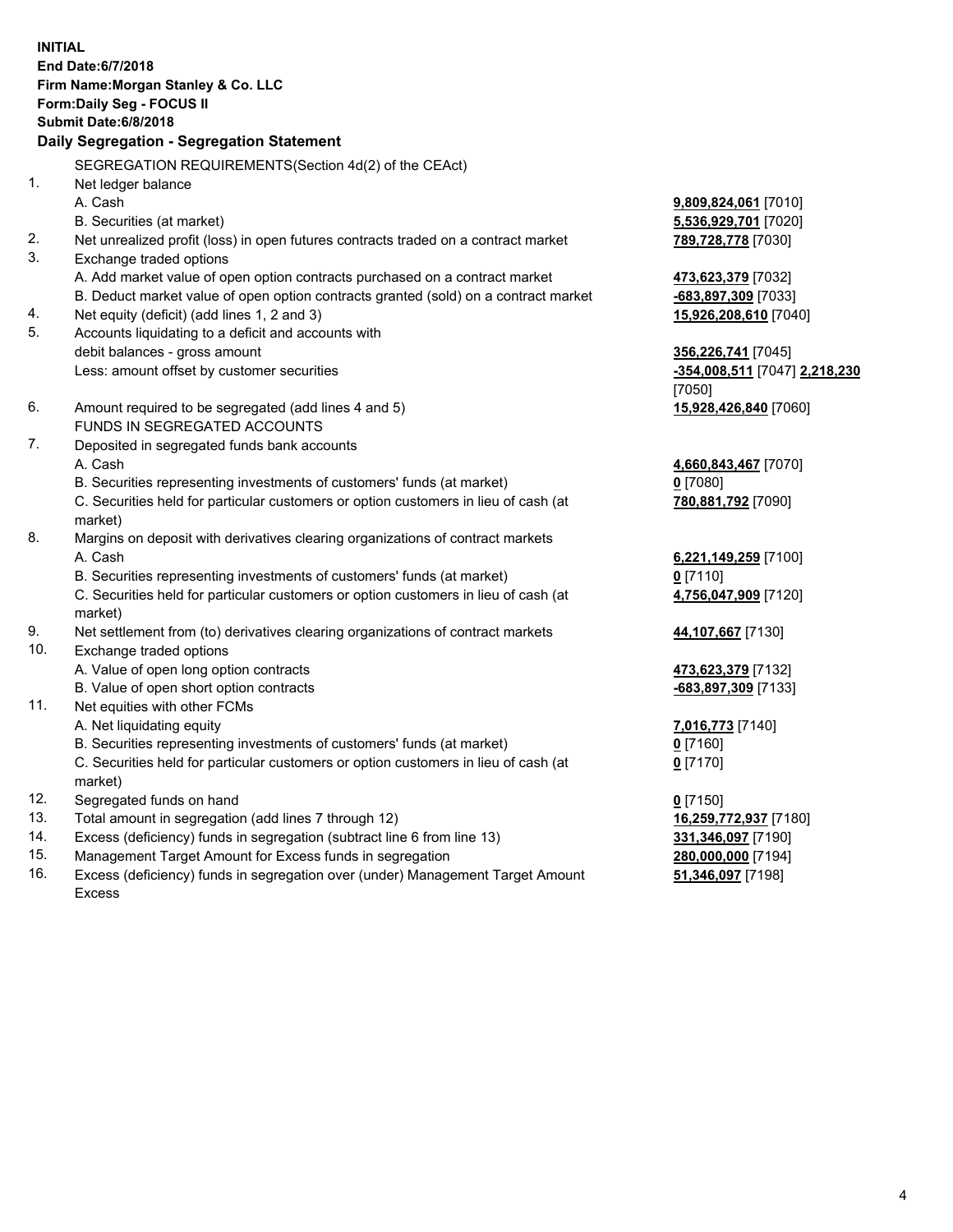**INITIAL**
**End Date:6/7/2018**
**Firm Name:Morgan Stanley & Co. LLC**
**Form:Daily Seg - FOCUS II**
**Submit Date:6/8/2018**

## Daily Segregation - Segregation Statement

SEGREGATION REQUIREMENTS(Section 4d(2) of the CEAct)

| | | |
|---|---|---|
| 1. | Net ledger balance | |
| | A. Cash | **9,809,824,061** [7010] |
| | B. Securities (at market) | **5,536,929,701** [7020] |
| 2. | Net unrealized profit (loss) in open futures contracts traded on a contract market | **789,728,778** [7030] |
| 3. | Exchange traded options | |
| | A. Add market value of open option contracts purchased on a contract market | **473,623,379** [7032] |
| | B. Deduct market value of open option contracts granted (sold) on a contract market | **-683,897,309** [7033] |
| 4. | Net equity (deficit) (add lines 1, 2 and 3) | **15,926,208,610** [7040] |
| 5. | Accounts liquidating to a deficit and accounts with debit balances - gross amount | **356,226,741** [7045] |
| | Less: amount offset by customer securities | **-354,008,511** [7047] **2,218,230** [7050] |
| 6. | Amount required to be segregated (add lines 4 and 5) | **15,928,426,840** [7060] |
| | FUNDS IN SEGREGATED ACCOUNTS | |
| 7. | Deposited in segregated funds bank accounts | |
| | A. Cash | **4,660,843,467** [7070] |
| | B. Securities representing investments of customers' funds (at market) | **0** [7080] |
| | C. Securities held for particular customers or option customers in lieu of cash (at market) | **780,881,792** [7090] |
| 8. | Margins on deposit with derivatives clearing organizations of contract markets | |
| | A. Cash | **6,221,149,259** [7100] |
| | B. Securities representing investments of customers' funds (at market) | **0** [7110] |
| | C. Securities held for particular customers or option customers in lieu of cash (at market) | **4,756,047,909** [7120] |
| 9. | Net settlement from (to) derivatives clearing organizations of contract markets | **44,107,667** [7130] |
| 10. | Exchange traded options | |
| | A. Value of open long option contracts | **473,623,379** [7132] |
| | B. Value of open short option contracts | **-683,897,309** [7133] |
| 11. | Net equities with other FCMs | |
| | A. Net liquidating equity | **7,016,773** [7140] |
| | B. Securities representing investments of customers' funds (at market) | **0** [7160] |
| | C. Securities held for particular customers or option customers in lieu of cash (at market) | **0** [7170] |
| 12. | Segregated funds on hand | **0** [7150] |
| 13. | Total amount in segregation (add lines 7 through 12) | **16,259,772,937** [7180] |
| 14. | Excess (deficiency) funds in segregation (subtract line 6 from line 13) | **331,346,097** [7190] |
| 15. | Management Target Amount for Excess funds in segregation | **280,000,000** [7194] |
| 16. | Excess (deficiency) funds in segregation over (under) Management Target Amount Excess | **51,346,097** [7198] |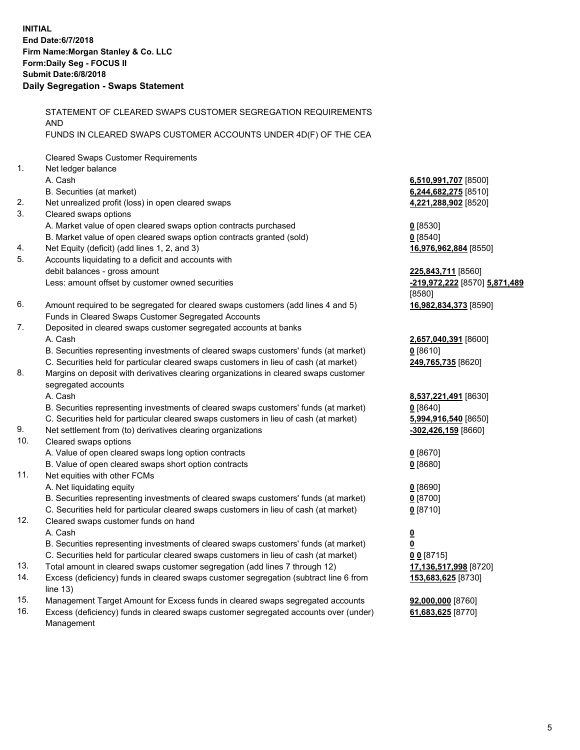**INITIAL**
**End Date:6/7/2018**
**Firm Name:Morgan Stanley & Co. LLC**
**Form:Daily Seg - FOCUS II**
**Submit Date:6/8/2018**
**Daily Segregation - Swaps Statement**

STATEMENT OF CLEARED SWAPS CUSTOMER SEGREGATION REQUIREMENTS AND FUNDS IN CLEARED SWAPS CUSTOMER ACCOUNTS UNDER 4D(F) OF THE CEA

| | | |
|---|---|---|
| | Cleared Swaps Customer Requirements | |
| 1. | Net ledger balance | |
| | A. Cash | **6,510,991,707** [8500] |
| | B. Securities (at market) | **6,244,682,275** [8510] |
| 2. | Net unrealized profit (loss) in open cleared swaps | **4,221,288,902** [8520] |
| 3. | Cleared swaps options | |
| | A. Market value of open cleared swaps option contracts purchased | **0** [8530] |
| | B. Market value of open cleared swaps option contracts granted (sold) | **0** [8540] |
| 4. | Net Equity (deficit) (add lines 1, 2, and 3) | **16,976,962,884** [8550] |
| 5. | Accounts liquidating to a deficit and accounts with debit balances - gross amount | **225,843,711** [8560] |
| | Less: amount offset by customer owned securities | **-219,972,222** [8570] **5,871,489** [8580] |
| 6. | Amount required to be segregated for cleared swaps customers (add lines 4 and 5) | **16,982,834,373** [8590] |
| | Funds in Cleared Swaps Customer Segregated Accounts | |
| 7. | Deposited in cleared swaps customer segregated accounts at banks | |
| | A. Cash | **2,657,040,391** [8600] |
| | B. Securities representing investments of cleared swaps customers' funds (at market) | **0** [8610] |
| | C. Securities held for particular cleared swaps customers in lieu of cash (at market) | **249,765,735** [8620] |
| 8. | Margins on deposit with derivatives clearing organizations in cleared swaps customer segregated accounts | |
| | A. Cash | **8,537,221,491** [8630] |
| | B. Securities representing investments of cleared swaps customers' funds (at market) | **0** [8640] |
| | C. Securities held for particular cleared swaps customers in lieu of cash (at market) | **5,994,916,540** [8650] |
| 9. | Net settlement from (to) derivatives clearing organizations | **-302,426,159** [8660] |
| 10. | Cleared swaps options | |
| | A. Value of open cleared swaps long option contracts | **0** [8670] |
| | B. Value of open cleared swaps short option contracts | **0** [8680] |
| 11. | Net equities with other FCMs | |
| | A. Net liquidating equity | **0** [8690] |
| | B. Securities representing investments of cleared swaps customers' funds (at market) | **0** [8700] |
| | C. Securities held for particular cleared swaps customers in lieu of cash (at market) | **0** [8710] |
| 12. | Cleared swaps customer funds on hand | |
| | A. Cash | **0** |
| | B. Securities representing investments of cleared swaps customers' funds (at market) | **0** |
| | C. Securities held for particular cleared swaps customers in lieu of cash (at market) | **0** **0** [8715] |
| 13. | Total amount in cleared swaps customer segregation (add lines 7 through 12) | **17,136,517,998** [8720] |
| 14. | Excess (deficiency) funds in cleared swaps customer segregation (subtract line 6 from line 13) | **153,683,625** [8730] |
| 15. | Management Target Amount for Excess funds in cleared swaps segregated accounts | **92,000,000** [8760] |
| 16. | Excess (deficiency) funds in cleared swaps customer segregated accounts over (under) Management | **61,683,625** [8770] |